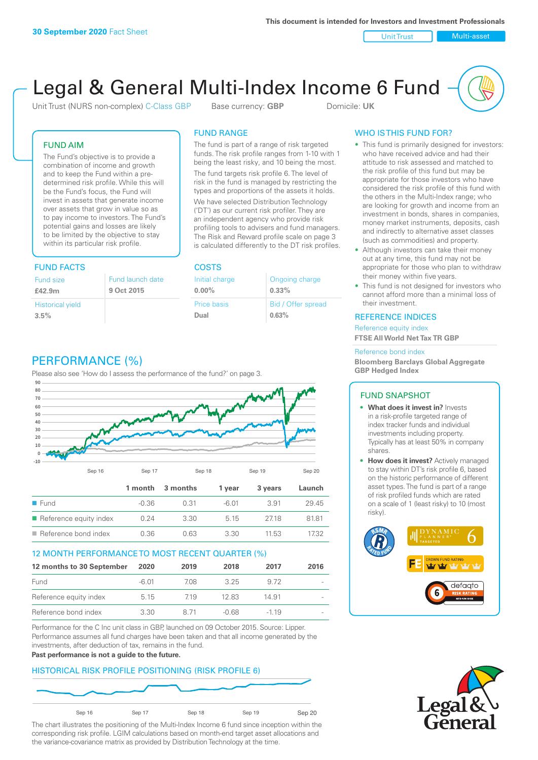30 September 2020 Fact Sheet

This document is intended for Investors and Investment Professionals

Unit Trust | Multi-asset

# Legal & General Multi-Index Income 6 Fund

Unit Trust (NURS non-complex) C-Class GBP    Base currency: **GBP**    Domicile: **UK**

## FUND AIM

The Fund's objective is to provide a combination of income and growth and to keep the Fund within a pre-determined risk profile. While this will be the Fund's focus, the Fund will invest in assets that generate income over assets that grow in value so as to pay income to investors. The Fund's potential gains and losses are likely to be limited by the objective to stay within its particular risk profile.

## FUND RANGE

The fund is part of a range of risk targeted funds. The risk profile ranges from 1-10 with 1 being the least risky, and 10 being the most.

The fund targets risk profile 6. The level of risk in the fund is managed by restricting the types and proportions of the assets it holds.

We have selected Distribution Technology ('DT') as our current risk profiler. They are an independent agency who provide risk profiling tools to advisers and fund managers. The Risk and Reward profile scale on page 3 is calculated differently to the DT risk profiles.

## WHO IS THIS FUND FOR?

- This fund is primarily designed for investors: who have received advice and had their attitude to risk assessed and matched to the risk profile of this fund but may be appropriate for those investors who have considered the risk profile of this fund with the others in the Multi-Index range; who are looking for growth and income from an investment in bonds, shares in companies, money market instruments, deposits, cash and indirectly to alternative asset classes (such as commodities) and property.
- Although investors can take their money out at any time, this fund may not be appropriate for those who plan to withdraw their money within five years.
- This fund is not designed for investors who cannot afford more than a minimal loss of their investment.

## FUND FACTS

| Fund size | Fund launch date |
|---|---|
| **£42.9m** | **9 Oct 2015** |
| Historical yield | |
| **3.5%** | |

## COSTS

| Initial charge | Ongoing charge |
|---|---|
| **0.00%** | **0.33%** |
| Price basis | Bid / Offer spread |
| **Dual** | **0.63%** |

## REFERENCE INDICES

Reference equity index
**FTSE All World Net Tax TR GBP**

Reference bond index
**Bloomberg Barclays Global Aggregate GBP Hedged Index**

## PERFORMANCE (%)

Please also see 'How do I assess the performance of the fund?' on page 3.

| | 1 month | 3 months | 1 year | 3 years | Launch |
|---|---|---|---|---|---|
| Fund | -0.36 | 0.31 | -6.01 | 3.91 | 29.45 |
| Reference equity index | 0.24 | 3.30 | 5.15 | 27.18 | 81.81 |
| Reference bond index | 0.36 | 0.63 | 3.30 | 11.53 | 17.32 |

## 12 MONTH PERFORMANCE TO MOST RECENT QUARTER (%)

| 12 months to 30 September | 2020 | 2019 | 2018 | 2017 | 2016 |
|---|---|---|---|---|---|
| Fund | -6.01 | 7.08 | 3.25 | 9.72 | - |
| Reference equity index | 5.15 | 7.19 | 12.83 | 14.91 | - |
| Reference bond index | 3.30 | 8.71 | -0.68 | -1.19 | - |

Performance for the C Inc unit class in GBP, launched on 09 October 2015. Source: Lipper. Performance assumes all fund charges have been taken and that all income generated by the investments, after deduction of tax, remains in the fund.

**Past performance is not a guide to the future.**

## HISTORICAL RISK PROFILE POSITIONING (RISK PROFILE 6)

The chart illustrates the positioning of the Multi-Index Income 6 fund since inception within the corresponding risk profile. LGIM calculations based on month-end target asset allocations and the variance-covariance matrix as provided by Distribution Technology at the time.

## FUND SNAPSHOT

- **What does it invest in?** Invests in a risk-profile targeted range of index tracker funds and individual investments including property. Typically has at least 50% in company shares.
- **How does it invest?** Actively managed to stay within DT's risk profile 6, based on the historic performance of different asset types. The fund is part of a range of risk profiled funds which are rated on a scale of 1 (least risky) to 10 (most risky).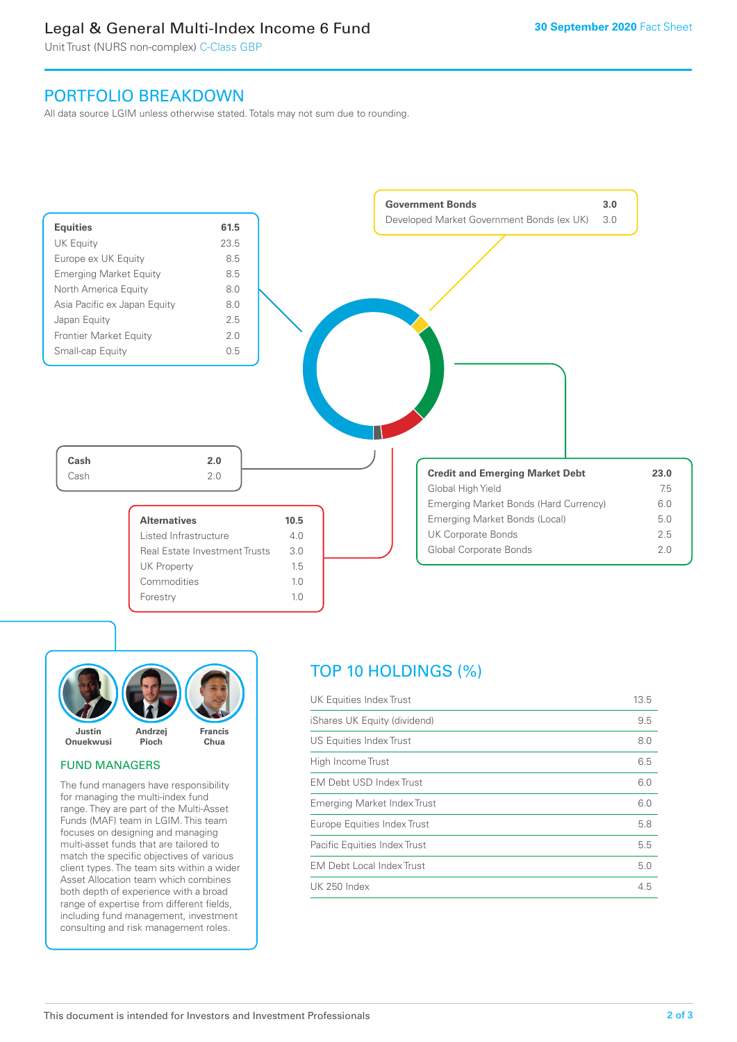# Legal & General Multi-Index Income 6 Fund

Unit Trust (NURS non-complex) C-Class GBP

**30 September 2020** Fact Sheet

## PORTFOLIO BREAKDOWN

All data source LGIM unless otherwise stated. Totals may not sum due to rounding.

| **Equities** | **61.5** |
| --- | --- |
| UK Equity | 23.5 |
| Europe ex UK Equity | 8.5 |
| Emerging Market Equity | 8.5 |
| North America Equity | 8.0 |
| Asia Pacific ex Japan Equity | 8.0 |
| Japan Equity | 2.5 |
| Frontier Market Equity | 2.0 |
| Small-cap Equity | 0.5 |

| **Government Bonds** | **3.0** |
| --- | --- |
| Developed Market Government Bonds (ex UK) | 3.0 |

| **Cash** | **2.0** |
| --- | --- |
| Cash | 2.0 |

| **Credit and Emerging Market Debt** | **23.0** |
| --- | --- |
| Global High Yield | 7.5 |
| Emerging Market Bonds (Hard Currency) | 6.0 |
| Emerging Market Bonds (Local) | 5.0 |
| UK Corporate Bonds | 2.5 |
| Global Corporate Bonds | 2.0 |

| **Alternatives** | **10.5** |
| --- | --- |
| Listed Infrastructure | 4.0 |
| Real Estate Investment Trusts | 3.0 |
| UK Property | 1.5 |
| Commodities | 1.0 |
| Forestry | 1.0 |

Justin Onuekwusi · Andrzej Pioch · Francis Chua

### FUND MANAGERS

The fund managers have responsibility for managing the multi-index fund range. They are part of the Multi-Asset Funds (MAF) team in LGIM. This team focuses on designing and managing multi-asset funds that are tailored to match the specific objectives of various client types. The team sits within a wider Asset Allocation team which combines both depth of experience with a broad range of expertise from different fields, including fund management, investment consulting and risk management roles.

## TOP 10 HOLDINGS (%)

| Holding | % |
| --- | --- |
| UK Equities Index Trust | 13.5 |
| iShares UK Equity (dividend) | 9.5 |
| US Equities Index Trust | 8.0 |
| High Income Trust | 6.5 |
| EM Debt USD Index Trust | 6.0 |
| Emerging Market Index Trust | 6.0 |
| Europe Equities Index Trust | 5.8 |
| Pacific Equities Index Trust | 5.5 |
| EM Debt Local Index Trust | 5.0 |
| UK 250 Index | 4.5 |

This document is intended for Investors and Investment Professionals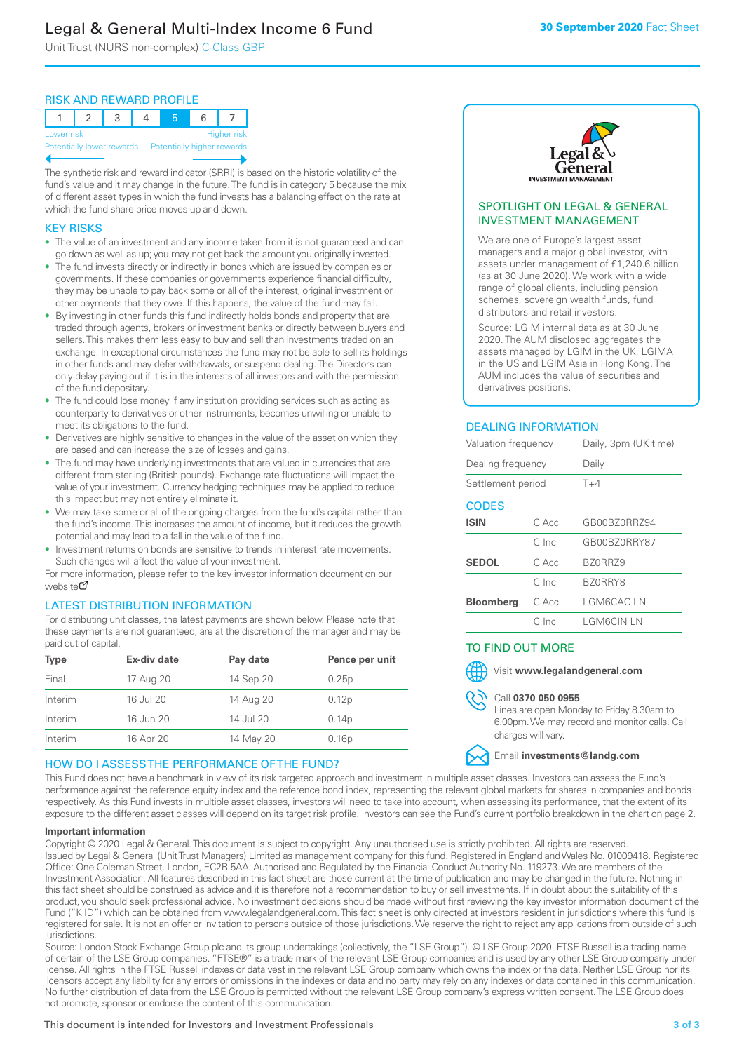# Legal & General Multi-Index Income 6 Fund

Unit Trust (NURS non-complex) C-Class GBP

30 September 2020 Fact Sheet

## RISK AND REWARD PROFILE

| 1 | 2 | 3 | 4 | 5 | 6 | 7 |
|---|---|---|---|---|---|---|

Lower risk — Higher risk

Potentially lower rewards — Potentially higher rewards

The synthetic risk and reward indicator (SRRI) is based on the historic volatility of the fund's value and it may change in the future. The fund is in category 5 because the mix of different asset types in which the fund invests has a balancing effect on the rate at which the fund share price moves up and down.

## KEY RISKS

- The value of an investment and any income taken from it is not guaranteed and can go down as well as up; you may not get back the amount you originally invested.
- The fund invests directly or indirectly in bonds which are issued by companies or governments. If these companies or governments experience financial difficulty, they may be unable to pay back some or all of the interest, original investment or other payments that they owe. If this happens, the value of the fund may fall.
- By investing in other funds this fund indirectly holds bonds and property that are traded through agents, brokers or investment banks or directly between buyers and sellers. This makes them less easy to buy and sell than investments traded on an exchange. In exceptional circumstances the fund may not be able to sell its holdings in other funds and may defer withdrawals, or suspend dealing. The Directors can only delay paying out if it is in the interests of all investors and with the permission of the fund depositary.
- The fund could lose money if any institution providing services such as acting as counterparty to derivatives or other instruments, becomes unwilling or unable to meet its obligations to the fund.
- Derivatives are highly sensitive to changes in the value of the asset on which they are based and can increase the size of losses and gains.
- The fund may have underlying investments that are valued in currencies that are different from sterling (British pounds). Exchange rate fluctuations will impact the value of your investment. Currency hedging techniques may be applied to reduce this impact but may not entirely eliminate it.
- We may take some or all of the ongoing charges from the fund's capital rather than the fund's income. This increases the amount of income, but it reduces the growth potential and may lead to a fall in the value of the fund.
- Investment returns on bonds are sensitive to trends in interest rate movements. Such changes will affect the value of your investment.

For more information, please refer to the key investor information document on our website

## LATEST DISTRIBUTION INFORMATION

For distributing unit classes, the latest payments are shown below. Please note that these payments are not guaranteed, are at the discretion of the manager and may be paid out of capital.

| Type | Ex-div date | Pay date | Pence per unit |
|---|---|---|---|
| Final | 17 Aug 20 | 14 Sep 20 | 0.25p |
| Interim | 16 Jul 20 | 14 Aug 20 | 0.12p |
| Interim | 16 Jun 20 | 14 Jul 20 | 0.14p |
| Interim | 16 Apr 20 | 14 May 20 | 0.16p |

## HOW DO I ASSESS THE PERFORMANCE OF THE FUND?

This Fund does not have a benchmark in view of its risk targeted approach and investment in multiple asset classes. Investors can assess the Fund's performance against the reference equity index and the reference bond index, representing the relevant global markets for shares in companies and bonds respectively. As this Fund invests in multiple asset classes, investors will need to take into account, when assessing its performance, that the extent of its exposure to the different asset classes will depend on its target risk profile. Investors can see the Fund's current portfolio breakdown in the chart on page 2.

## SPOTLIGHT ON LEGAL & GENERAL INVESTMENT MANAGEMENT

We are one of Europe's largest asset managers and a major global investor, with assets under management of £1,240.6 billion (as at 30 June 2020). We work with a wide range of global clients, including pension schemes, sovereign wealth funds, fund distributors and retail investors.

Source: LGIM internal data as at 30 June 2020. The AUM disclosed aggregates the assets managed by LGIM in the UK, LGIMA in the US and LGIM Asia in Hong Kong. The AUM includes the value of securities and derivatives positions.

## DEALING INFORMATION

| | |
|---|---|
| Valuation frequency | Daily, 3pm (UK time) |
| Dealing frequency | Daily |
| Settlement period | T+4 |

## CODES

| | | |
|---|---|---|
| **ISIN** | C Acc | GB00BZ0RRZ94 |
| | C Inc | GB00BZ0RRY87 |
| **SEDOL** | C Acc | BZ0RRZ9 |
| | C Inc | BZ0RRY8 |
| **Bloomberg** | C Acc | LGM6CAC LN |
| | C Inc | LGM6CIN LN |

## TO FIND OUT MORE

Visit **www.legalandgeneral.com**

Call **0370 050 0955**
Lines are open Monday to Friday 8.30am to 6.00pm. We may record and monitor calls. Call charges will vary.

Email **investments@landg.com**

### Important information

Copyright © 2020 Legal & General. This document is subject to copyright. Any unauthorised use is strictly prohibited. All rights are reserved.

Issued by Legal & General (Unit Trust Managers) Limited as management company for this fund. Registered in England and Wales No. 01009418. Registered Office: One Coleman Street, London, EC2R 5AA. Authorised and Regulated by the Financial Conduct Authority No. 119273. We are members of the Investment Association. All features described in this fact sheet are those current at the time of publication and may be changed in the future. Nothing in this fact sheet should be construed as advice and it is therefore not a recommendation to buy or sell investments. If in doubt about the suitability of this product, you should seek professional advice. No investment decisions should be made without first reviewing the key investor information document of the Fund ("KIID") which can be obtained from www.legalandgeneral.com. This fact sheet is only directed at investors resident in jurisdictions where this fund is registered for sale. It is not an offer or invitation to persons outside of those jurisdictions. We reserve the right to reject any applications from outside of such jurisdictions.

Source: London Stock Exchange Group plc and its group undertakings (collectively, the "LSE Group"). © LSE Group 2020. FTSE Russell is a trading name of certain of the LSE Group companies. "FTSE®" is a trade mark of the relevant LSE Group companies and is used by any other LSE Group company under license. All rights in the FTSE Russell indexes or data vest in the relevant LSE Group company which owns the index or the data. Neither LSE Group nor its licensors accept any liability for any errors or omissions in the indexes or data and no party may rely on any indexes or data contained in this communication. No further distribution of data from the LSE Group is permitted without the relevant LSE Group company's express written consent. The LSE Group does not promote, sponsor or endorse the content of this communication.

This document is intended for Investors and Investment Professionals